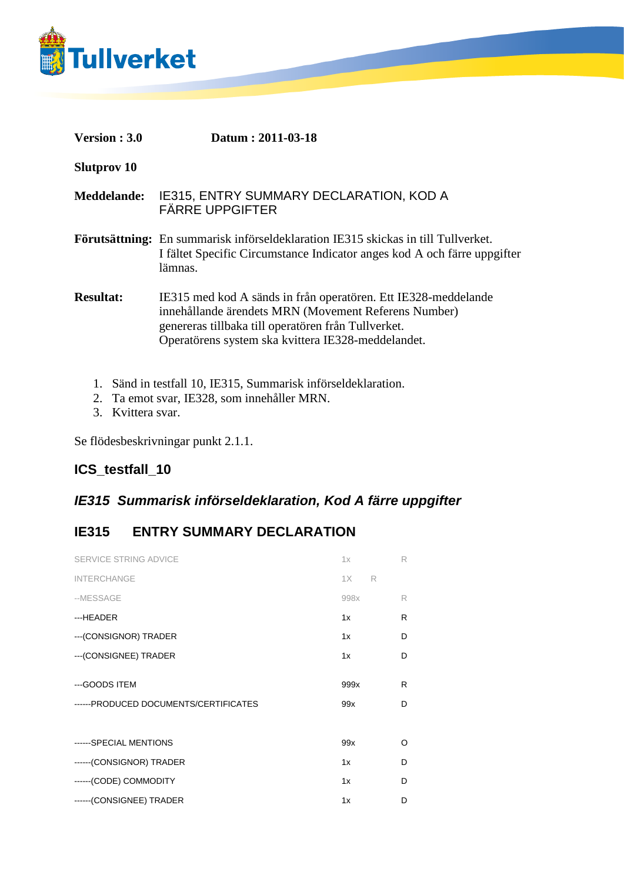Tullverket

**Version : 3.0** **Datum : 2011-03-18**

**Slutprov 10**

**Meddelande:** IE315, ENTRY SUMMARY DECLARATION, KOD A FÄRRE UPPGIFTER

**Förutsättning:** En summarisk införseldeklaration IE315 skickas in till Tullverket. I fältet Specific Circumstance Indicator anges kod A och färre uppgifter lämnas.

**Resultat:** IE315 med kod A sänds in från operatören. Ett IE328-meddelande innehållande ärendets MRN (Movement Referens Number) genereras tillbaka till operatören från Tullverket. Operatörens system ska kvittera IE328-meddelandet.

1. Sänd in testfall 10, IE315, Summarisk införseldeklaration.
2. Ta emot svar, IE328, som innehåller MRN.
3. Kvittera svar.

Se flödesbeskrivningar punkt 2.1.1.

## ICS_testfall_10

### *IE315 Summarisk införseldeklaration, Kod A färre uppgifter*

## IE315 ENTRY SUMMARY DECLARATION

| | | |
|---|---|---|
| SERVICE STRING ADVICE | 1x | R |
| INTERCHANGE | 1X | R |
| --MESSAGE | 998x | R |
| ---HEADER | 1x | R |
| ---(CONSIGNOR) TRADER | 1x | D |
| ---(CONSIGNEE) TRADER | 1x | D |
| ---GOODS ITEM | 999x | R |
| ------PRODUCED DOCUMENTS/CERTIFICATES | 99x | D |
| ------SPECIAL MENTIONS | 99x | O |
| ------(CONSIGNOR) TRADER | 1x | D |
| ------(CODE) COMMODITY | 1x | D |
| ------(CONSIGNEE) TRADER | 1x | D |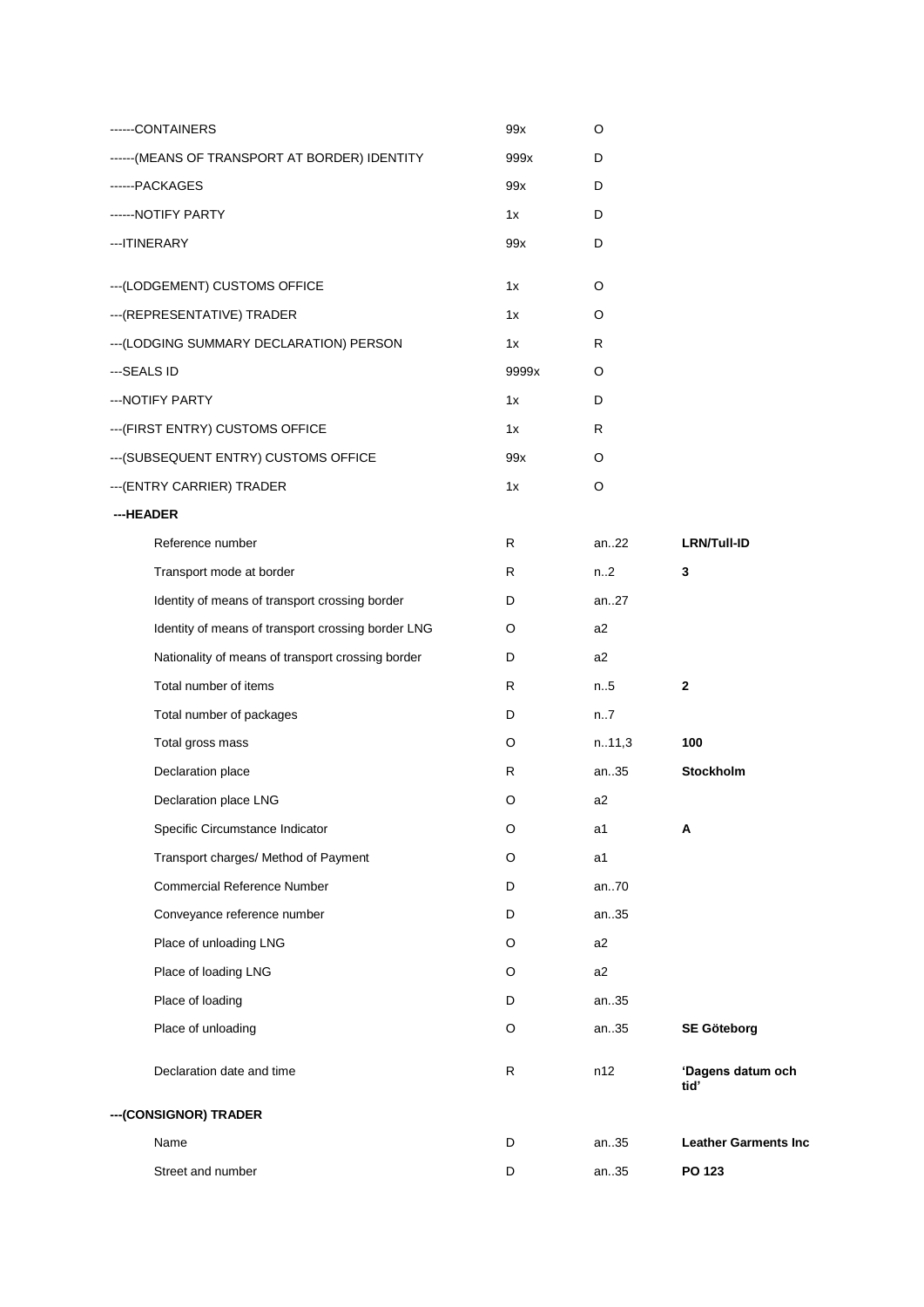| | | | |
|---|---|---|---|
| ------CONTAINERS | 99x | O | |
| ------(MEANS OF TRANSPORT AT BORDER) IDENTITY | 999x | D | |
| ------PACKAGES | 99x | D | |
| ------NOTIFY PARTY | 1x | D | |
| ---ITINERARY | 99x | D | |
| ---(LODGEMENT) CUSTOMS OFFICE | 1x | O | |
| ---(REPRESENTATIVE) TRADER | 1x | O | |
| ---(LODGING SUMMARY DECLARATION) PERSON | 1x | R | |
| ---SEALS ID | 9999x | O | |
| ---NOTIFY PARTY | 1x | D | |
| ---(FIRST ENTRY) CUSTOMS OFFICE | 1x | R | |
| ---(SUBSEQUENT ENTRY) CUSTOMS OFFICE | 99x | O | |
| ---(ENTRY CARRIER) TRADER | 1x | O | |
| **---HEADER** | | | |
| Reference number | R | an..22 | **LRN/Tull-ID** |
| Transport mode at border | R | n..2 | **3** |
| Identity of means of transport crossing border | D | an..27 | |
| Identity of means of transport crossing border LNG | O | a2 | |
| Nationality of means of transport crossing border | D | a2 | |
| Total number of items | R | n..5 | **2** |
| Total number of packages | D | n..7 | |
| Total gross mass | O | n..11,3 | **100** |
| Declaration place | R | an..35 | **Stockholm** |
| Declaration place LNG | O | a2 | |
| Specific Circumstance Indicator | O | a1 | **A** |
| Transport charges/ Method of Payment | O | a1 | |
| Commercial Reference Number | D | an..70 | |
| Conveyance reference number | D | an..35 | |
| Place of unloading LNG | O | a2 | |
| Place of loading LNG | O | a2 | |
| Place of loading | D | an..35 | |
| Place of unloading | O | an..35 | **SE Göteborg** |
| Declaration date and time | R | n12 | **'Dagens datum och tid'** |
| **---(CONSIGNOR) TRADER** | | | |
| Name | D | an..35 | **Leather Garments Inc** |
| Street and number | D | an..35 | **PO 123** |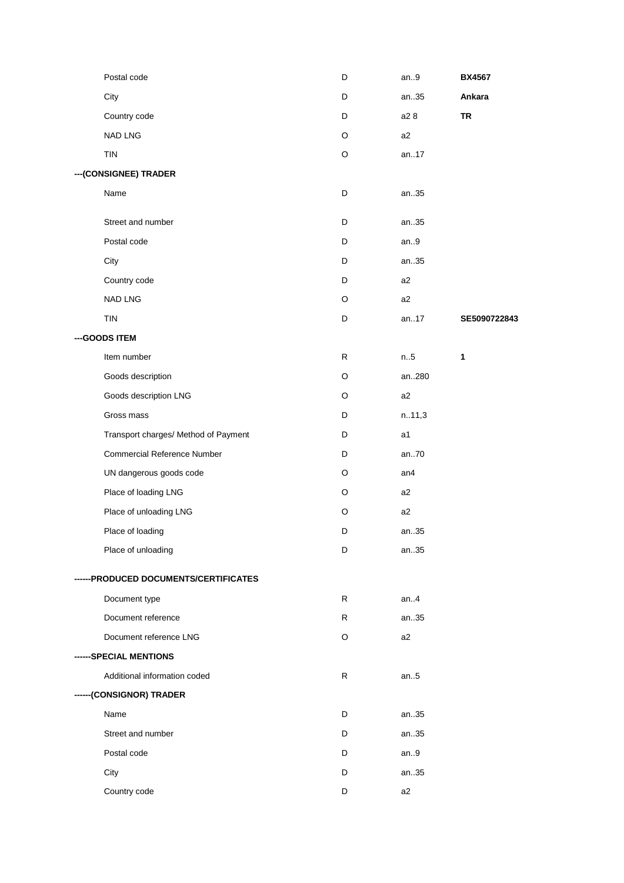| | | | |
|---|---|---|---|
| Postal code | D | an..9 | **BX4567** |
| City | D | an..35 | **Ankara** |
| Country code | D | a2 8 | **TR** |
| NAD LNG | O | a2 | |
| TIN | O | an..17 | |
| **---(CONSIGNEE) TRADER** | | | |
| Name | D | an..35 | |
| Street and number | D | an..35 | |
| Postal code | D | an..9 | |
| City | D | an..35 | |
| Country code | D | a2 | |
| NAD LNG | O | a2 | |
| TIN | D | an..17 | **SE5090722843** |
| **---GOODS ITEM** | | | |
| Item number | R | n..5 | **1** |
| Goods description | O | an..280 | |
| Goods description LNG | O | a2 | |
| Gross mass | D | n..11,3 | |
| Transport charges/ Method of Payment | D | a1 | |
| Commercial Reference Number | D | an..70 | |
| UN dangerous goods code | O | an4 | |
| Place of loading LNG | O | a2 | |
| Place of unloading LNG | O | a2 | |
| Place of loading | D | an..35 | |
| Place of unloading | D | an..35 | |
| **------PRODUCED DOCUMENTS/CERTIFICATES** | | | |
| Document type | R | an..4 | |
| Document reference | R | an..35 | |
| Document reference LNG | O | a2 | |
| **------SPECIAL MENTIONS** | | | |
| Additional information coded | R | an..5 | |
| **------(CONSIGNOR) TRADER** | | | |
| Name | D | an..35 | |
| Street and number | D | an..35 | |
| Postal code | D | an..9 | |
| City | D | an..35 | |
| Country code | D | a2 | |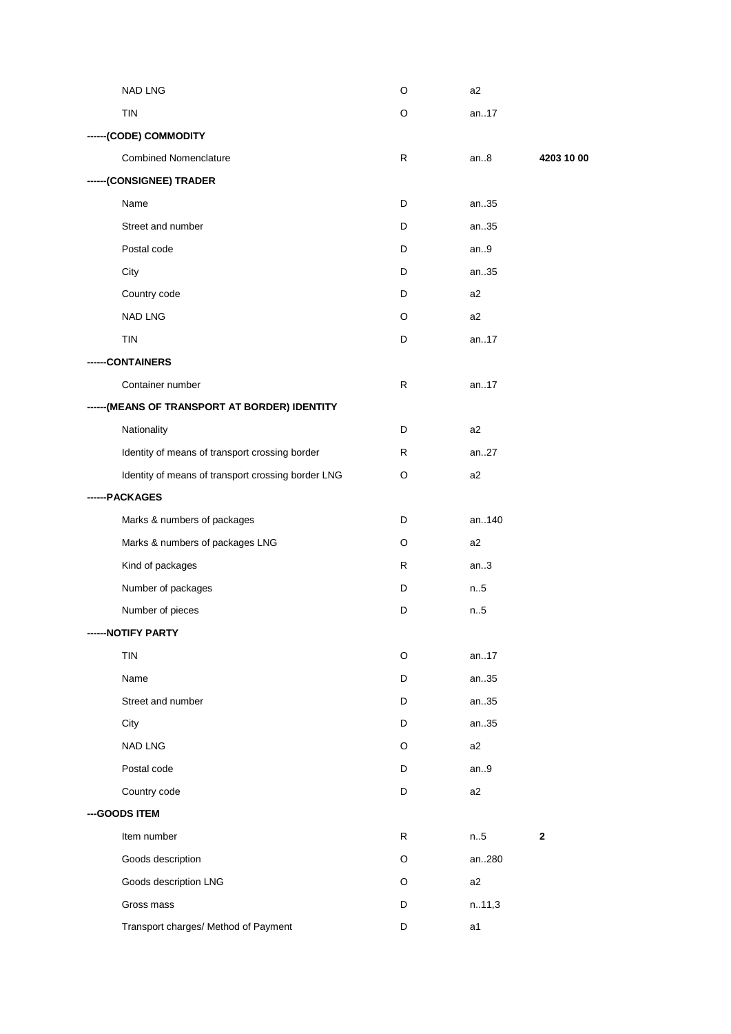| | | | |
|---|---|---|---|
| NAD LNG | O | a2 | |
| TIN | O | an..17 | |
| **------(CODE) COMMODITY** | | | |
| Combined Nomenclature | R | an..8 | **4203 10 00** |
| **------(CONSIGNEE) TRADER** | | | |
| Name | D | an..35 | |
| Street and number | D | an..35 | |
| Postal code | D | an..9 | |
| City | D | an..35 | |
| Country code | D | a2 | |
| NAD LNG | O | a2 | |
| TIN | D | an..17 | |
| **------CONTAINERS** | | | |
| Container number | R | an..17 | |
| **------(MEANS OF TRANSPORT AT BORDER) IDENTITY** | | | |
| Nationality | D | a2 | |
| Identity of means of transport crossing border | R | an..27 | |
| Identity of means of transport crossing border LNG | O | a2 | |
| **------PACKAGES** | | | |
| Marks & numbers of packages | D | an..140 | |
| Marks & numbers of packages LNG | O | a2 | |
| Kind of packages | R | an..3 | |
| Number of packages | D | n..5 | |
| Number of pieces | D | n..5 | |
| **------NOTIFY PARTY** | | | |
| TIN | O | an..17 | |
| Name | D | an..35 | |
| Street and number | D | an..35 | |
| City | D | an..35 | |
| NAD LNG | O | a2 | |
| Postal code | D | an..9 | |
| Country code | D | a2 | |
| **---GOODS ITEM** | | | |
| Item number | R | n..5 | **2** |
| Goods description | O | an..280 | |
| Goods description LNG | O | a2 | |
| Gross mass | D | n..11,3 | |
| Transport charges/ Method of Payment | D | a1 | |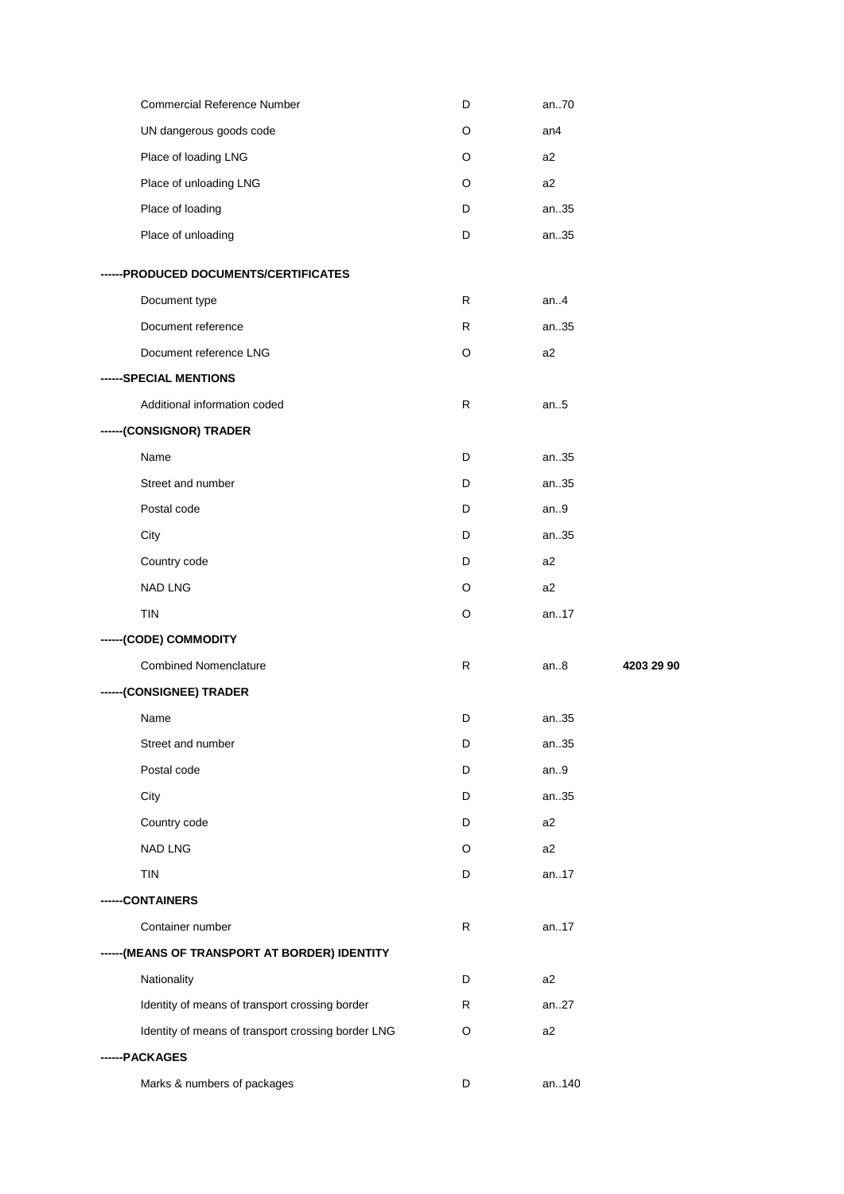| | | | |
|---|---|---|---|
| Commercial Reference Number | D | an..70 | |
| UN dangerous goods code | O | an4 | |
| Place of loading LNG | O | a2 | |
| Place of unloading LNG | O | a2 | |
| Place of loading | D | an..35 | |
| Place of unloading | D | an..35 | |
| **------PRODUCED DOCUMENTS/CERTIFICATES** | | | |
| Document type | R | an..4 | |
| Document reference | R | an..35 | |
| Document reference LNG | O | a2 | |
| **------SPECIAL MENTIONS** | | | |
| Additional information coded | R | an..5 | |
| **------(CONSIGNOR) TRADER** | | | |
| Name | D | an..35 | |
| Street and number | D | an..35 | |
| Postal code | D | an..9 | |
| City | D | an..35 | |
| Country code | D | a2 | |
| NAD LNG | O | a2 | |
| TIN | O | an..17 | |
| **------(CODE) COMMODITY** | | | |
| Combined Nomenclature | R | an..8 | **4203 29 90** |
| **------(CONSIGNEE) TRADER** | | | |
| Name | D | an..35 | |
| Street and number | D | an..35 | |
| Postal code | D | an..9 | |
| City | D | an..35 | |
| Country code | D | a2 | |
| NAD LNG | O | a2 | |
| TIN | D | an..17 | |
| **------CONTAINERS** | | | |
| Container number | R | an..17 | |
| **------(MEANS OF TRANSPORT AT BORDER) IDENTITY** | | | |
| Nationality | D | a2 | |
| Identity of means of transport crossing border | R | an..27 | |
| Identity of means of transport crossing border LNG | O | a2 | |
| **------PACKAGES** | | | |
| Marks & numbers of packages | D | an..140 | |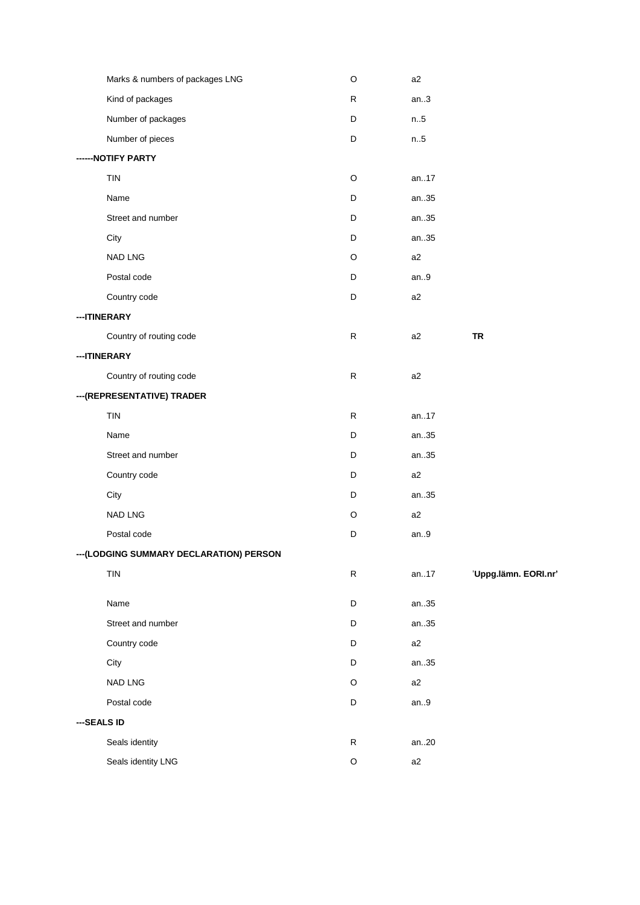| | | | |
|---|---|---|---|
| Marks & numbers of packages LNG | O | a2 | |
| Kind of packages | R | an..3 | |
| Number of packages | D | n..5 | |
| Number of pieces | D | n..5 | |
| **------NOTIFY PARTY** | | | |
| TIN | O | an..17 | |
| Name | D | an..35 | |
| Street and number | D | an..35 | |
| City | D | an..35 | |
| NAD LNG | O | a2 | |
| Postal code | D | an..9 | |
| Country code | D | a2 | |
| **---ITINERARY** | | | |
| Country of routing code | R | a2 | **TR** |
| **---ITINERARY** | | | |
| Country of routing code | R | a2 | |
| **---(REPRESENTATIVE) TRADER** | | | |
| TIN | R | an..17 | |
| Name | D | an..35 | |
| Street and number | D | an..35 | |
| Country code | D | a2 | |
| City | D | an..35 | |
| NAD LNG | O | a2 | |
| Postal code | D | an..9 | |
| **---(LODGING SUMMARY DECLARATION) PERSON** | | | |
| TIN | R | an..17 | **'Uppg.lämn. EORI.nr'** |
| Name | D | an..35 | |
| Street and number | D | an..35 | |
| Country code | D | a2 | |
| City | D | an..35 | |
| NAD LNG | O | a2 | |
| Postal code | D | an..9 | |
| **---SEALS ID** | | | |
| Seals identity | R | an..20 | |
| Seals identity LNG | O | a2 | |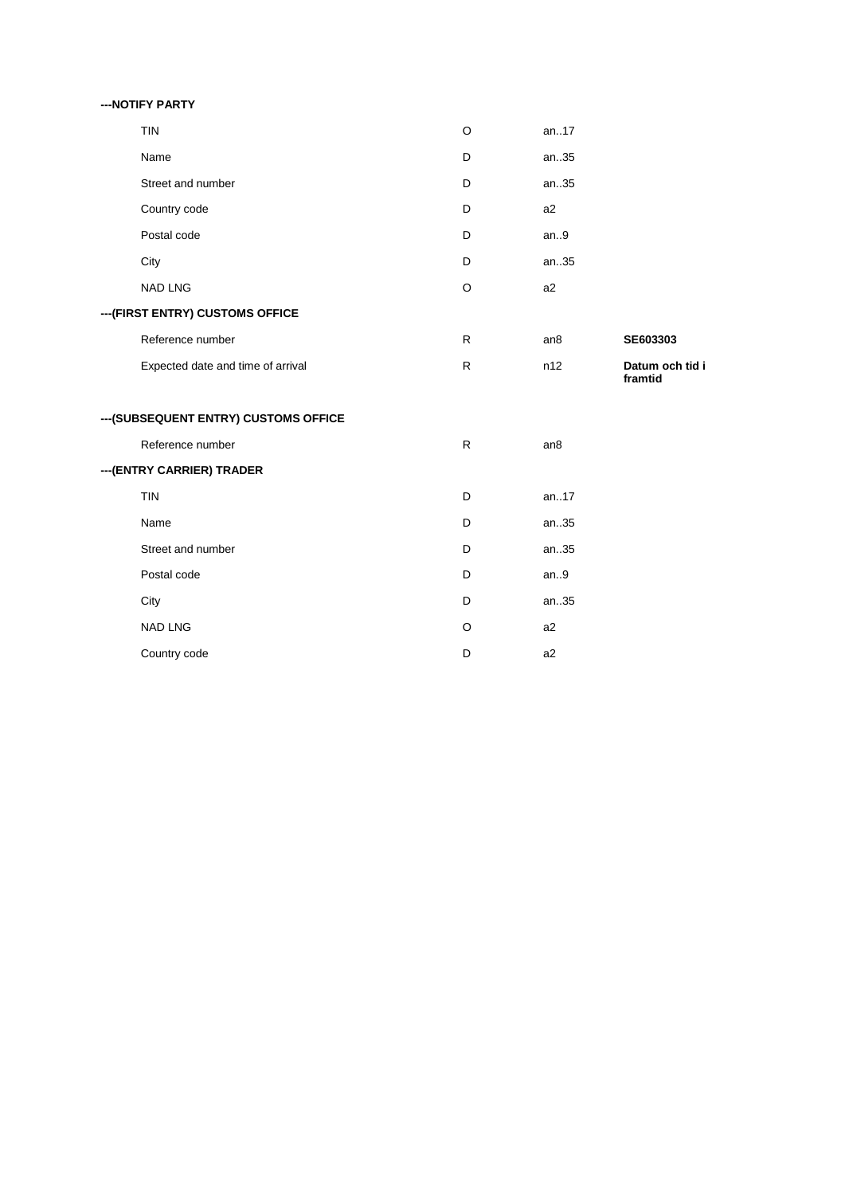**---NOTIFY PARTY**

| | | | |
|---|---|---|---|
| TIN | O | an..17 | |
| Name | D | an..35 | |
| Street and number | D | an..35 | |
| Country code | D | a2 | |
| Postal code | D | an..9 | |
| City | D | an..35 | |
| NAD LNG | O | a2 | |

**---(FIRST ENTRY) CUSTOMS OFFICE**

| | | | |
|---|---|---|---|
| Reference number | R | an8 | **SE603303** |
| Expected date and time of arrival | R | n12 | **Datum och tid i framtid** |

**---(SUBSEQUENT ENTRY) CUSTOMS OFFICE**

| | | | |
|---|---|---|---|
| Reference number | R | an8 | |

**---(ENTRY CARRIER) TRADER**

| | | | |
|---|---|---|---|
| TIN | D | an..17 | |
| Name | D | an..35 | |
| Street and number | D | an..35 | |
| Postal code | D | an..9 | |
| City | D | an..35 | |
| NAD LNG | O | a2 | |
| Country code | D | a2 | |